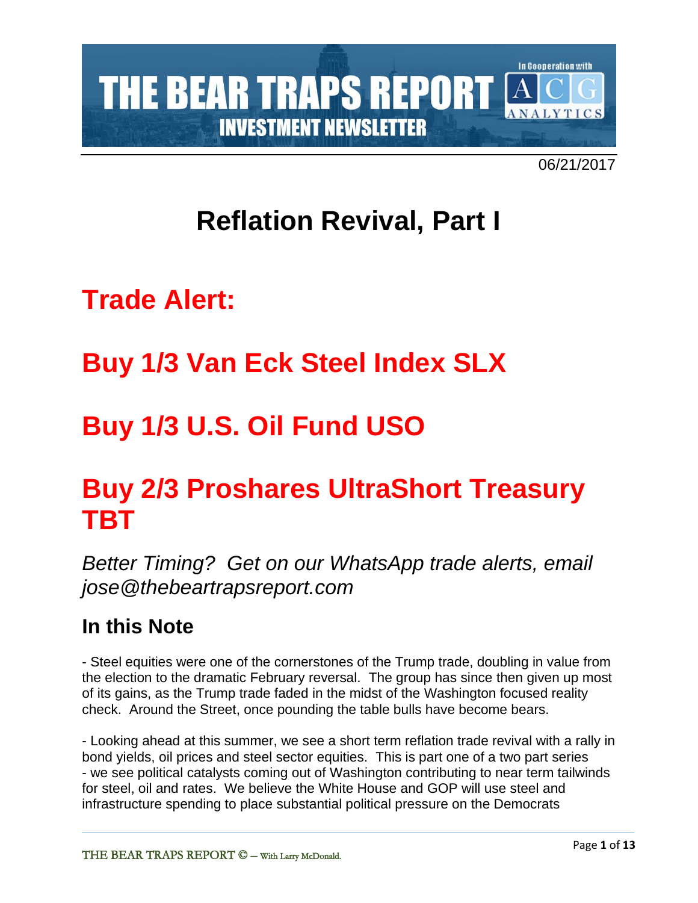06/21/2017

# Reflation Revival, Part I

## Trade Alert:

## Buy 1/3 Van Eck Steel Index SLX

## Buy 1/3 U.S. Oil Fund USO

## Buy 2/3 Proshares UltraShort Treasury TBT

*Better Timing? Get on our WhatsApp trade alerts, email jose@thebeartrapsreport.com*

### In this Note

- Steel equities were one of the cornerstones of the Trump trade, doubling in value from the election to the dramatic February reversal. The group has since then given up most of its gains, as the Trump trade faded in the midst of the Washington focused reality check. Around the Street, once pounding the table bulls have become bears.

- Looking ahead at this summer, we see a short term reflation trade revival with a rally in bond yields, oil prices and steel sector equities. This is part one of a two part series - we see political catalysts coming out of Washington contributing to near term tailwinds for steel, oil and rates. We believe the White House and GOP will use steel and infrastructure spending to place substantial political pressure on the Democrats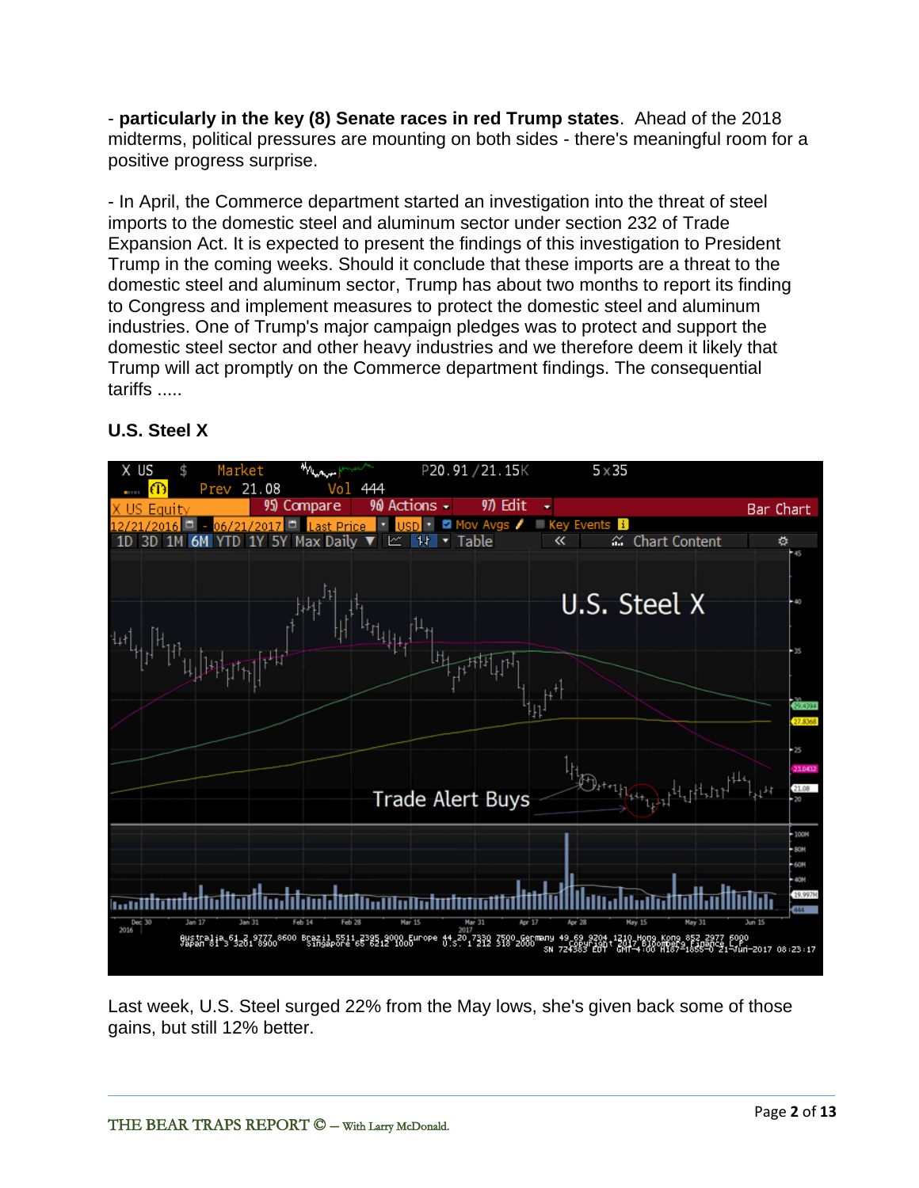- **particularly in the key (8) Senate races in red Trump states**. Ahead of the 2018 midterms, political pressures are mounting on both sides - there's meaningful room for a positive progress surprise.

- In April, the Commerce department started an investigation into the threat of steel imports to the domestic steel and aluminum sector under section 232 of Trade Expansion Act. It is expected to present the findings of this investigation to President Trump in the coming weeks. Should it conclude that these imports are a threat to the domestic steel and aluminum sector, Trump has about two months to report its finding to Congress and implement measures to protect the domestic steel and aluminum industries. One of Trump's major campaign pledges was to protect and support the domestic steel sector and other heavy industries and we therefore deem it likely that Trump will act promptly on the Commerce department findings. The consequential tariffs .....

**U.S. Steel X**

Last week, U.S. Steel surged 22% from the May lows, she's given back some of those gains, but still 12% better.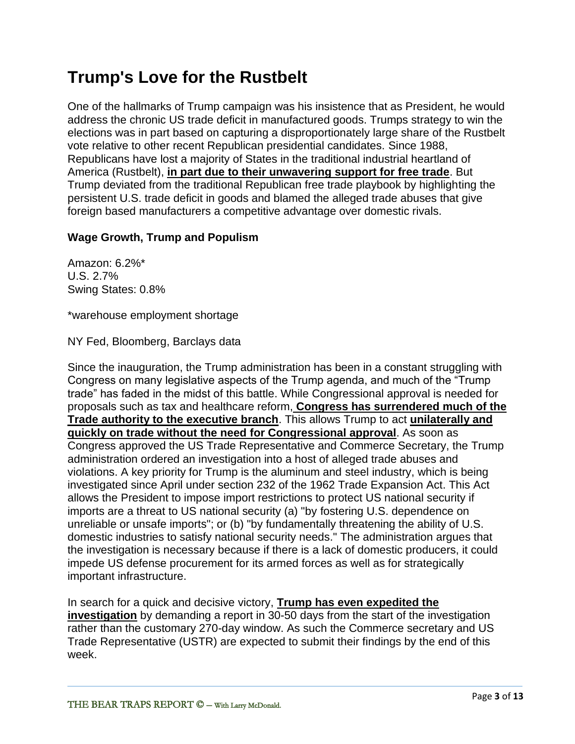# Trump's Love for the Rustbelt

One of the hallmarks of Trump campaign was his insistence that as President, he would address the chronic US trade deficit in manufactured goods. Trumps strategy to win the elections was in part based on capturing a disproportionately large share of the Rustbelt vote relative to other recent Republican presidential candidates. Since 1988, Republicans have lost a majority of States in the traditional industrial heartland of America (Rustbelt), **in part due to their unwavering support for free trade**. But Trump deviated from the traditional Republican free trade playbook by highlighting the persistent U.S. trade deficit in goods and blamed the alleged trade abuses that give foreign based manufacturers a competitive advantage over domestic rivals.

**Wage Growth, Trump and Populism**

Amazon: 6.2%*
U.S. 2.7%
Swing States: 0.8%

*warehouse employment shortage

NY Fed, Bloomberg, Barclays data

Since the inauguration, the Trump administration has been in a constant struggling with Congress on many legislative aspects of the Trump agenda, and much of the "Trump trade" has faded in the midst of this battle. While Congressional approval is needed for proposals such as tax and healthcare reform, **Congress has surrendered much of the Trade authority to the executive branch**. This allows Trump to act **unilaterally and quickly on trade without the need for Congressional approval**. As soon as Congress approved the US Trade Representative and Commerce Secretary, the Trump administration ordered an investigation into a host of alleged trade abuses and violations. A key priority for Trump is the aluminum and steel industry, which is being investigated since April under section 232 of the 1962 Trade Expansion Act. This Act allows the President to impose import restrictions to protect US national security if imports are a threat to US national security (a) "by fostering U.S. dependence on unreliable or unsafe imports"; or (b) "by fundamentally threatening the ability of U.S. domestic industries to satisfy national security needs." The administration argues that the investigation is necessary because if there is a lack of domestic producers, it could impede US defense procurement for its armed forces as well as for strategically important infrastructure.

In search for a quick and decisive victory, **Trump has even expedited the investigation** by demanding a report in 30-50 days from the start of the investigation rather than the customary 270-day window. As such the Commerce secretary and US Trade Representative (USTR) are expected to submit their findings by the end of this week.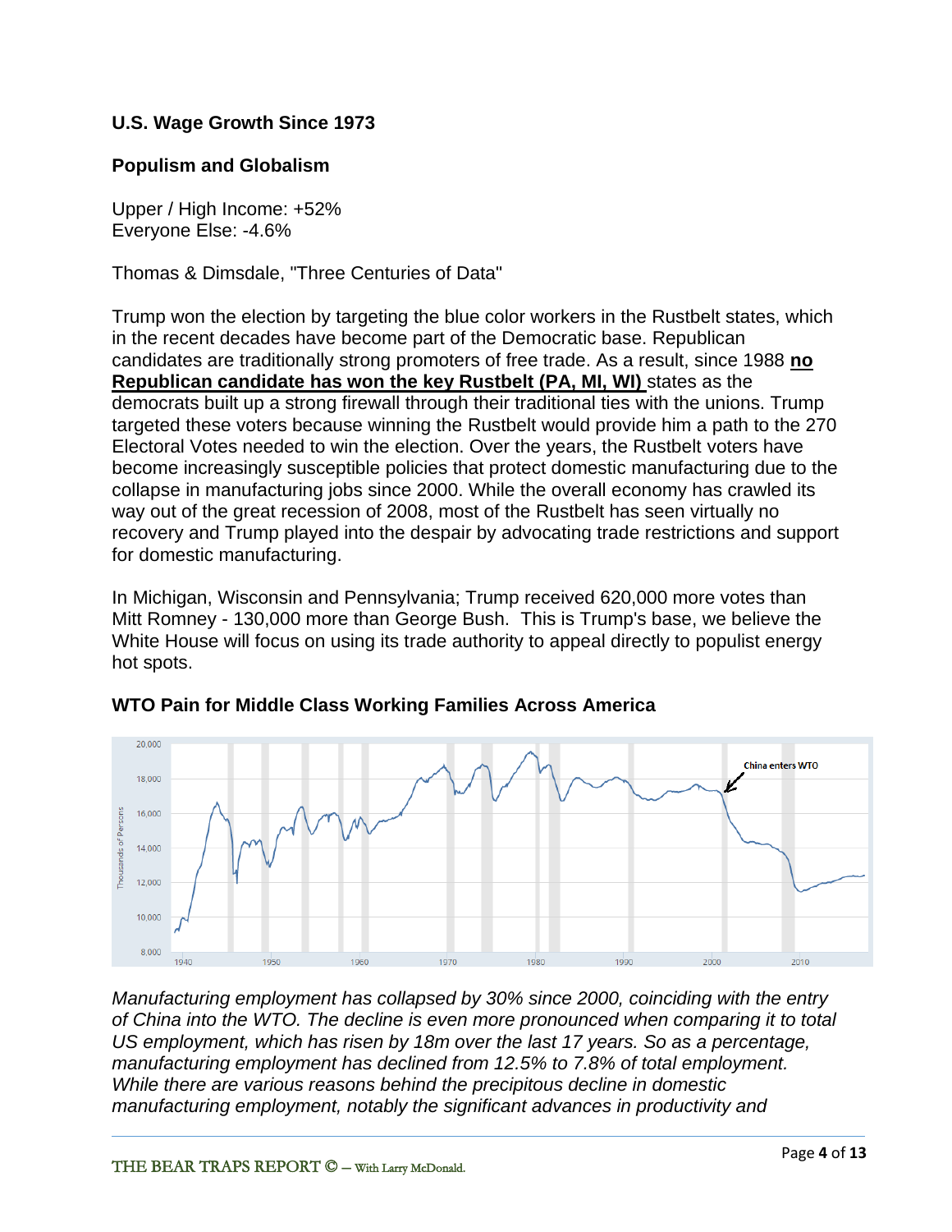### U.S. Wage Growth Since 1973

### Populism and Globalism

Upper / High Income: +52%
Everyone Else: -4.6%

Thomas & Dimsdale, "Three Centuries of Data"

Trump won the election by targeting the blue color workers in the Rustbelt states, which in the recent decades have become part of the Democratic base. Republican candidates are traditionally strong promoters of free trade. As a result, since 1988 **no Republican candidate has won the key Rustbelt (PA, MI, WI)** states as the democrats built up a strong firewall through their traditional ties with the unions. Trump targeted these voters because winning the Rustbelt would provide him a path to the 270 Electoral Votes needed to win the election. Over the years, the Rustbelt voters have become increasingly susceptible policies that protect domestic manufacturing due to the collapse in manufacturing jobs since 2000. While the overall economy has crawled its way out of the great recession of 2008, most of the Rustbelt has seen virtually no recovery and Trump played into the despair by advocating trade restrictions and support for domestic manufacturing.

In Michigan, Wisconsin and Pennsylvania; Trump received 620,000 more votes than Mitt Romney - 130,000 more than George Bush. This is Trump's base, we believe the White House will focus on using its trade authority to appeal directly to populist energy hot spots.

### WTO Pain for Middle Class Working Families Across America

*Manufacturing employment has collapsed by 30% since 2000, coinciding with the entry of China into the WTO. The decline is even more pronounced when comparing it to total US employment, which has risen by 18m over the last 17 years. So as a percentage, manufacturing employment has declined from 12.5% to 7.8% of total employment. While there are various reasons behind the precipitous decline in domestic manufacturing employment, notably the significant advances in productivity and*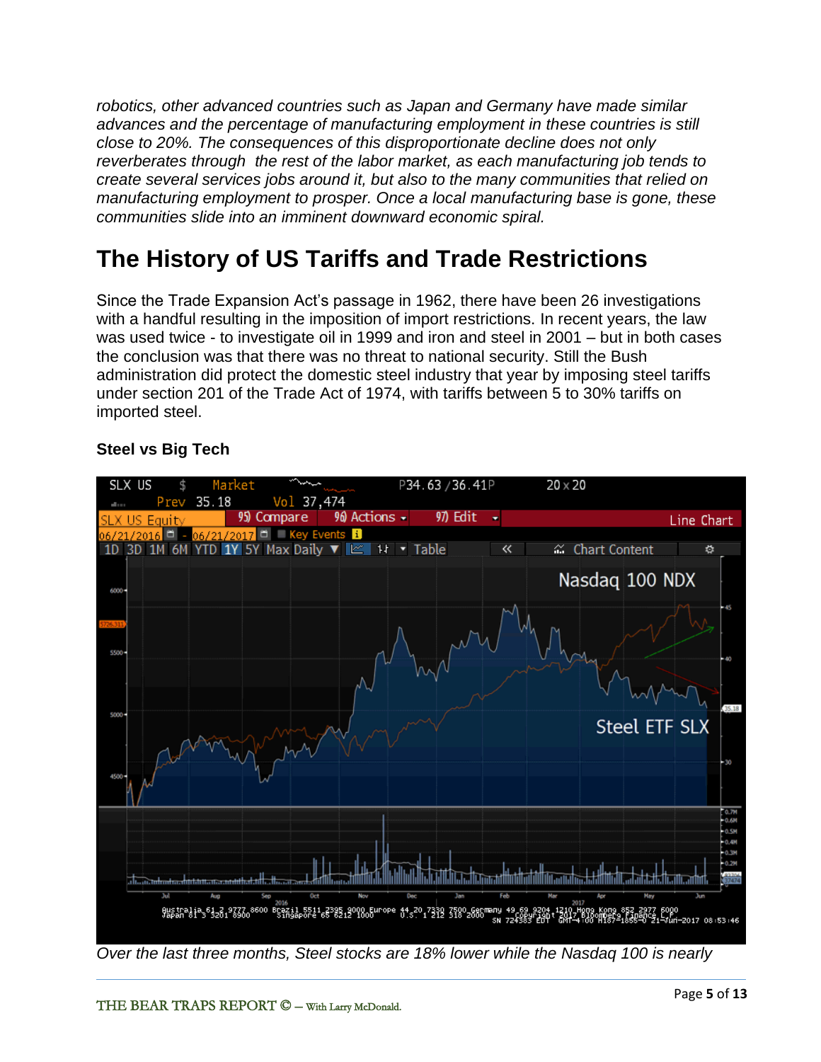*robotics, other advanced countries such as Japan and Germany have made similar advances and the percentage of manufacturing employment in these countries is still close to 20%. The consequences of this disproportionate decline does not only reverberates through  the rest of the labor market, as each manufacturing job tends to create several services jobs around it, but also to the many communities that relied on manufacturing employment to prosper. Once a local manufacturing base is gone, these communities slide into an imminent downward economic spiral.*

# The History of US Tariffs and Trade Restrictions

Since the Trade Expansion Act's passage in 1962, there have been 26 investigations with a handful resulting in the imposition of import restrictions. In recent years, the law was used twice - to investigate oil in 1999 and iron and steel in 2001 – but in both cases the conclusion was that there was no threat to national security. Still the Bush administration did protect the domestic steel industry that year by imposing steel tariffs under section 201 of the Trade Act of 1974, with tariffs between 5 to 30% tariffs on imported steel.

### Steel vs Big Tech

*Over the last three months, Steel stocks are 18% lower while the Nasdaq 100 is nearly*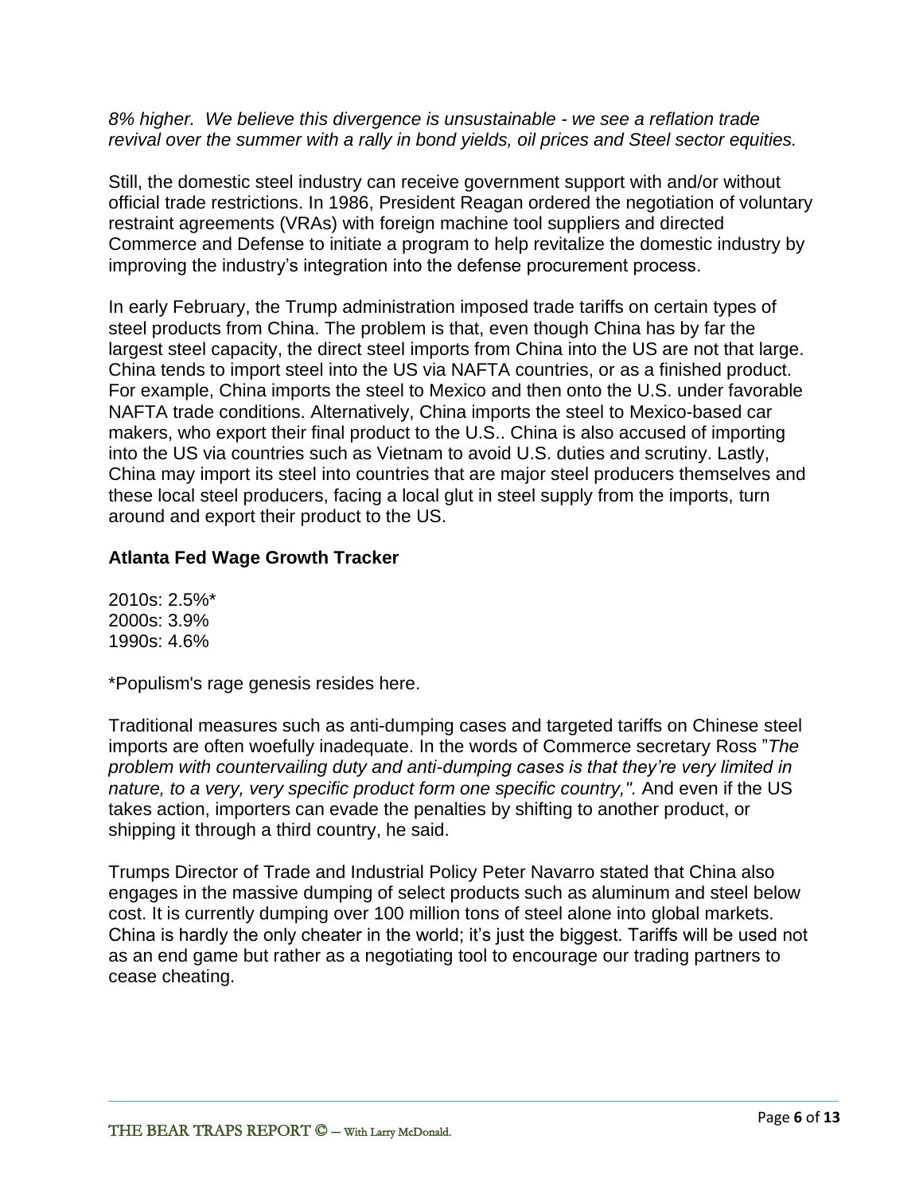*8% higher. We believe this divergence is unsustainable - we see a reflation trade revival over the summer with a rally in bond yields, oil prices and Steel sector equities.*

Still, the domestic steel industry can receive government support with and/or without official trade restrictions. In 1986, President Reagan ordered the negotiation of voluntary restraint agreements (VRAs) with foreign machine tool suppliers and directed Commerce and Defense to initiate a program to help revitalize the domestic industry by improving the industry's integration into the defense procurement process.

In early February, the Trump administration imposed trade tariffs on certain types of steel products from China. The problem is that, even though China has by far the largest steel capacity, the direct steel imports from China into the US are not that large. China tends to import steel into the US via NAFTA countries, or as a finished product. For example, China imports the steel to Mexico and then onto the U.S. under favorable NAFTA trade conditions. Alternatively, China imports the steel to Mexico-based car makers, who export their final product to the U.S.. China is also accused of importing into the US via countries such as Vietnam to avoid U.S. duties and scrutiny. Lastly, China may import its steel into countries that are major steel producers themselves and these local steel producers, facing a local glut in steel supply from the imports, turn around and export their product to the US.

**Atlanta Fed Wage Growth Tracker**

2010s: 2.5%*
2000s: 3.9%
1990s: 4.6%

*Populism's rage genesis resides here.

Traditional measures such as anti-dumping cases and targeted tariffs on Chinese steel imports are often woefully inadequate. In the words of Commerce secretary Ross "*The problem with countervailing duty and anti-dumping cases is that they're very limited in nature, to a very, very specific product form one specific country,".* And even if the US takes action, importers can evade the penalties by shifting to another product, or shipping it through a third country, he said.

Trumps Director of Trade and Industrial Policy Peter Navarro stated that China also engages in the massive dumping of select products such as aluminum and steel below cost. It is currently dumping over 100 million tons of steel alone into global markets. China is hardly the only cheater in the world; it's just the biggest. Tariffs will be used not as an end game but rather as a negotiating tool to encourage our trading partners to cease cheating.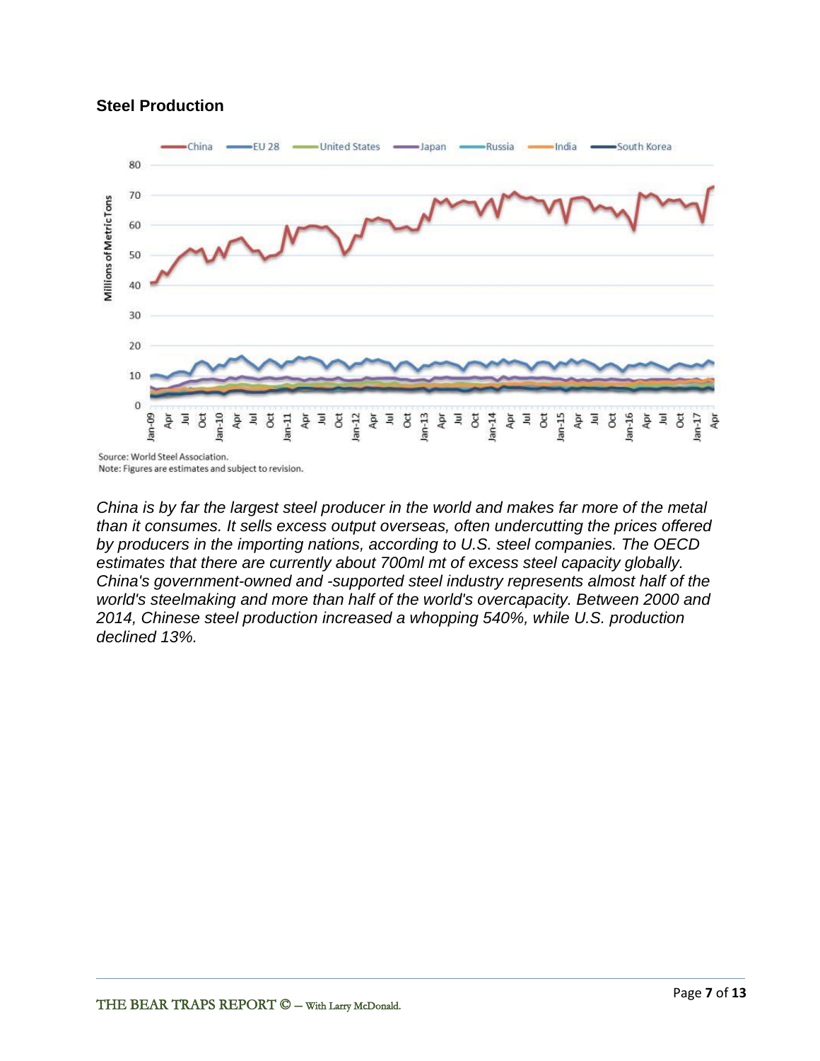### Steel Production

Source: World Steel Association.
Note: Figures are estimates and subject to revision.

*China is by far the largest steel producer in the world and makes far more of the metal than it consumes. It sells excess output overseas, often undercutting the prices offered by producers in the importing nations, according to U.S. steel companies. The OECD estimates that there are currently about 700ml mt of excess steel capacity globally. China's government-owned and -supported steel industry represents almost half of the world's steelmaking and more than half of the world's overcapacity. Between 2000 and 2014, Chinese steel production increased a whopping 540%, while U.S. production declined 13%.*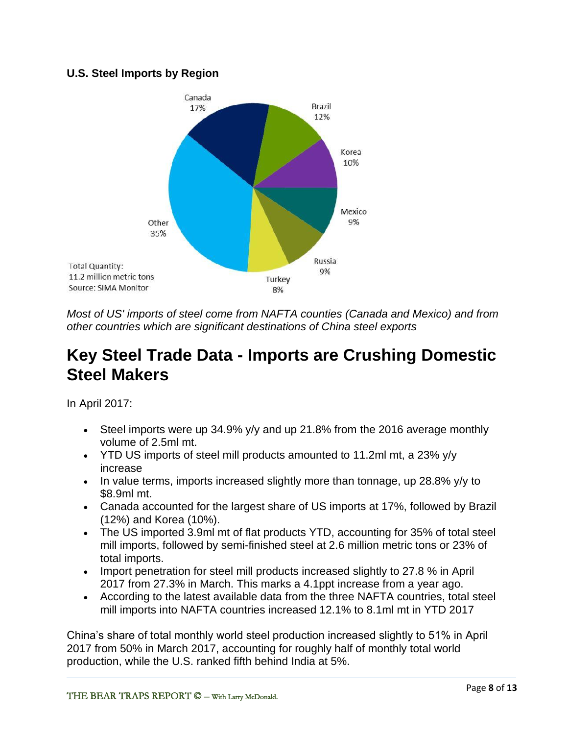**U.S. Steel Imports by Region**

Canada 17%, Brazil 12%, Korea 10%, Mexico 9%, Russia 9%, Turkey 8%, Other 35%

Total Quantity:
11.2 million metric tons
Source: SIMA Monitor

*Most of US' imports of steel come from NAFTA counties (Canada and Mexico) and from other countries which are significant destinations of China steel exports*

# Key Steel Trade Data - Imports are Crushing Domestic Steel Makers

In April 2017:

- Steel imports were up 34.9% y/y and up 21.8% from the 2016 average monthly volume of 2.5ml mt.
- YTD US imports of steel mill products amounted to 11.2ml mt, a 23% y/y increase
- In value terms, imports increased slightly more than tonnage, up 28.8% y/y to $8.9ml mt.
- Canada accounted for the largest share of US imports at 17%, followed by Brazil (12%) and Korea (10%).
- The US imported 3.9ml mt of flat products YTD, accounting for 35% of total steel mill imports, followed by semi-finished steel at 2.6 million metric tons or 23% of total imports.
- Import penetration for steel mill products increased slightly to 27.8 % in April 2017 from 27.3% in March. This marks a 4.1ppt increase from a year ago.
- According to the latest available data from the three NAFTA countries, total steel mill imports into NAFTA countries increased 12.1% to 8.1ml mt in YTD 2017

China's share of total monthly world steel production increased slightly to 51% in April 2017 from 50% in March 2017, accounting for roughly half of monthly total world production, while the U.S. ranked fifth behind India at 5%.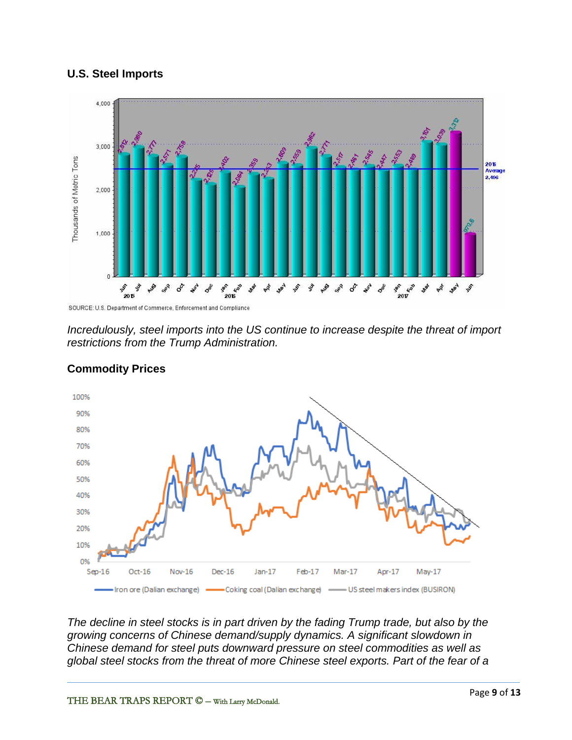## U.S. Steel Imports

*Incredulously, steel imports into the US continue to increase despite the threat of import restrictions from the Trump Administration.*

## Commodity Prices

*The decline in steel stocks is in part driven by the fading Trump trade, but also by the growing concerns of Chinese demand/supply dynamics. A significant slowdown in Chinese demand for steel puts downward pressure on steel commodities as well as global steel stocks from the threat of more Chinese steel exports. Part of the fear of a*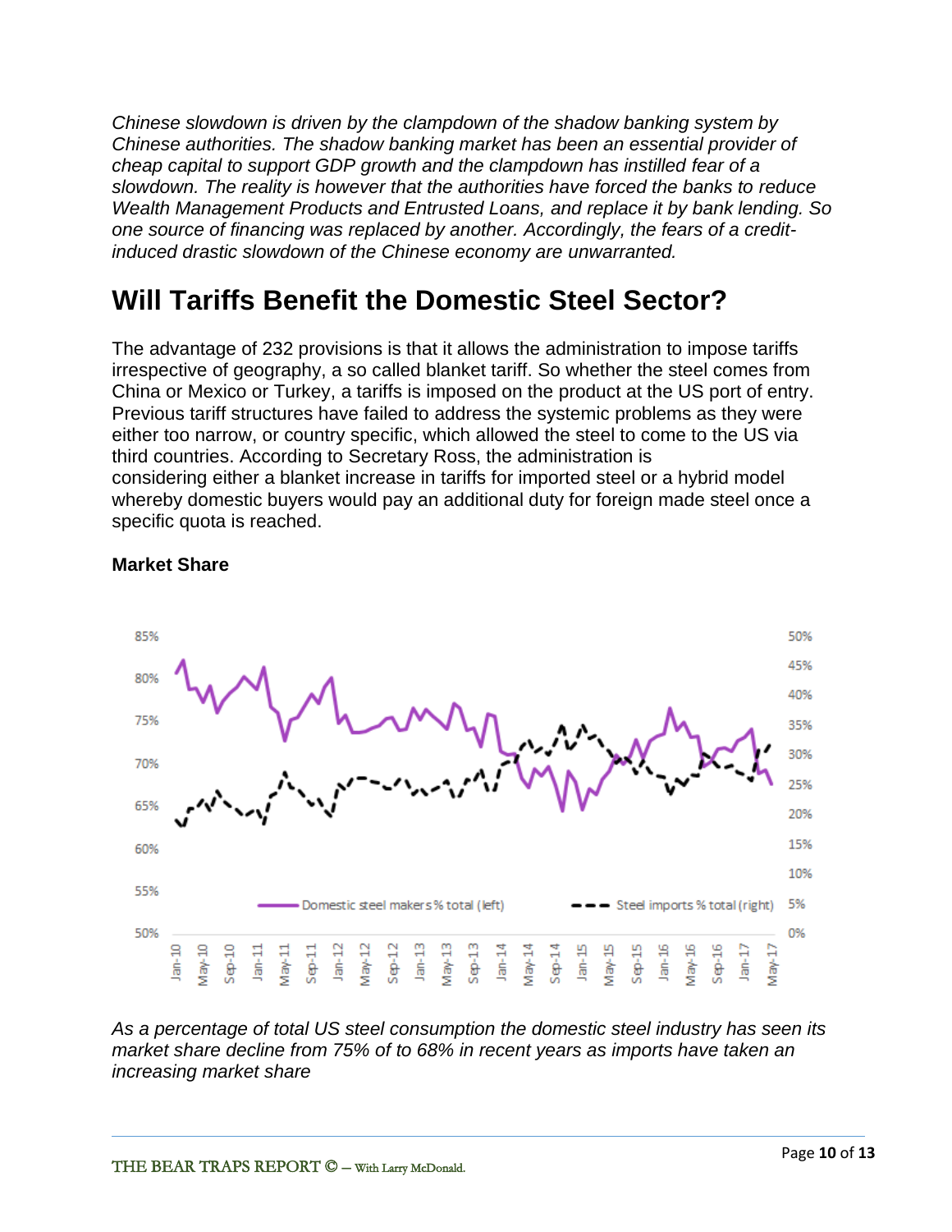*Chinese slowdown is driven by the clampdown of the shadow banking system by Chinese authorities. The shadow banking market has been an essential provider of cheap capital to support GDP growth and the clampdown has instilled fear of a slowdown. The reality is however that the authorities have forced the banks to reduce Wealth Management Products and Entrusted Loans, and replace it by bank lending. So one source of financing was replaced by another. Accordingly, the fears of a credit-induced drastic slowdown of the Chinese economy are unwarranted.*

# Will Tariffs Benefit the Domestic Steel Sector?

The advantage of 232 provisions is that it allows the administration to impose tariffs irrespective of geography, a so called blanket tariff. So whether the steel comes from China or Mexico or Turkey, a tariffs is imposed on the product at the US port of entry. Previous tariff structures have failed to address the systemic problems as they were either too narrow, or country specific, which allowed the steel to come to the US via third countries. According to Secretary Ross, the administration is considering either a blanket increase in tariffs for imported steel or a hybrid model whereby domestic buyers would pay an additional duty for foreign made steel once a specific quota is reached.

**Market Share**

*As a percentage of total US steel consumption the domestic steel industry has seen its market share decline from 75% of to 68% in recent years as imports have taken an increasing market share*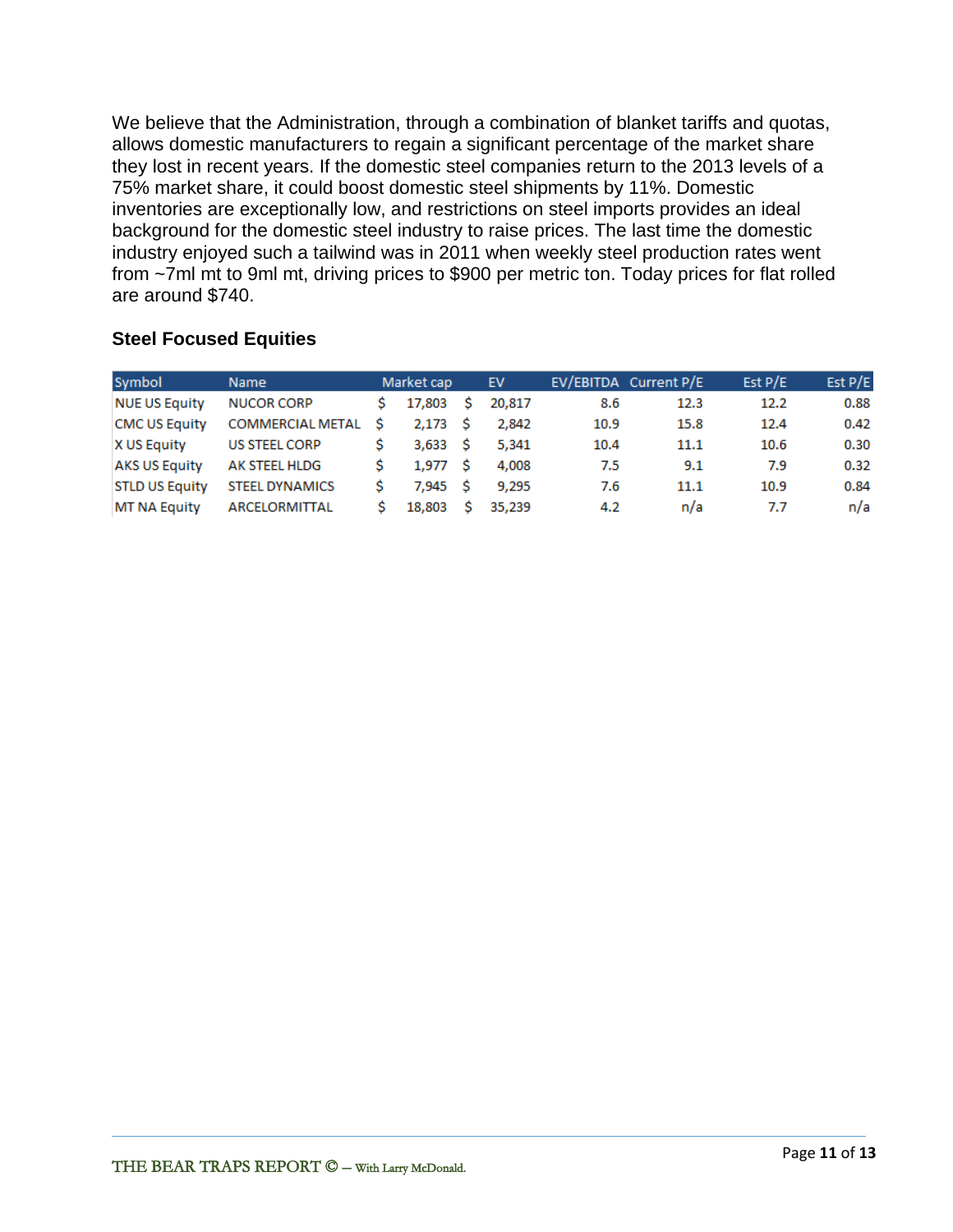We believe that the Administration, through a combination of blanket tariffs and quotas, allows domestic manufacturers to regain a significant percentage of the market share they lost in recent years. If the domestic steel companies return to the 2013 levels of a 75% market share, it could boost domestic steel shipments by 11%. Domestic inventories are exceptionally low, and restrictions on steel imports provides an ideal background for the domestic steel industry to raise prices. The last time the domestic industry enjoyed such a tailwind was in 2011 when weekly steel production rates went from ~7ml mt to 9ml mt, driving prices to $900 per metric ton. Today prices for flat rolled are around $740.

### Steel Focused Equities

| Symbol | Name | Market cap | EV | EV/EBITDA | Current P/E | Est P/E | Est P/E |
|---|---|---|---|---|---|---|---|
| NUE US Equity | NUCOR CORP | $ 17,803 | $ 20,817 | 8.6 | 12.3 | 12.2 | 0.88 |
| CMC US Equity | COMMERCIAL METAL | $ 2,173 | $ 2,842 | 10.9 | 15.8 | 12.4 | 0.42 |
| X US Equity | US STEEL CORP | $ 3,633 | $ 5,341 | 10.4 | 11.1 | 10.6 | 0.30 |
| AKS US Equity | AK STEEL HLDG | $ 1,977 | $ 4,008 | 7.5 | 9.1 | 7.9 | 0.32 |
| STLD US Equity | STEEL DYNAMICS | $ 7,945 | $ 9,295 | 7.6 | 11.1 | 10.9 | 0.84 |
| MT NA Equity | ARCELORMITTAL | $ 18,803 | $ 35,239 | 4.2 | n/a | 7.7 | n/a |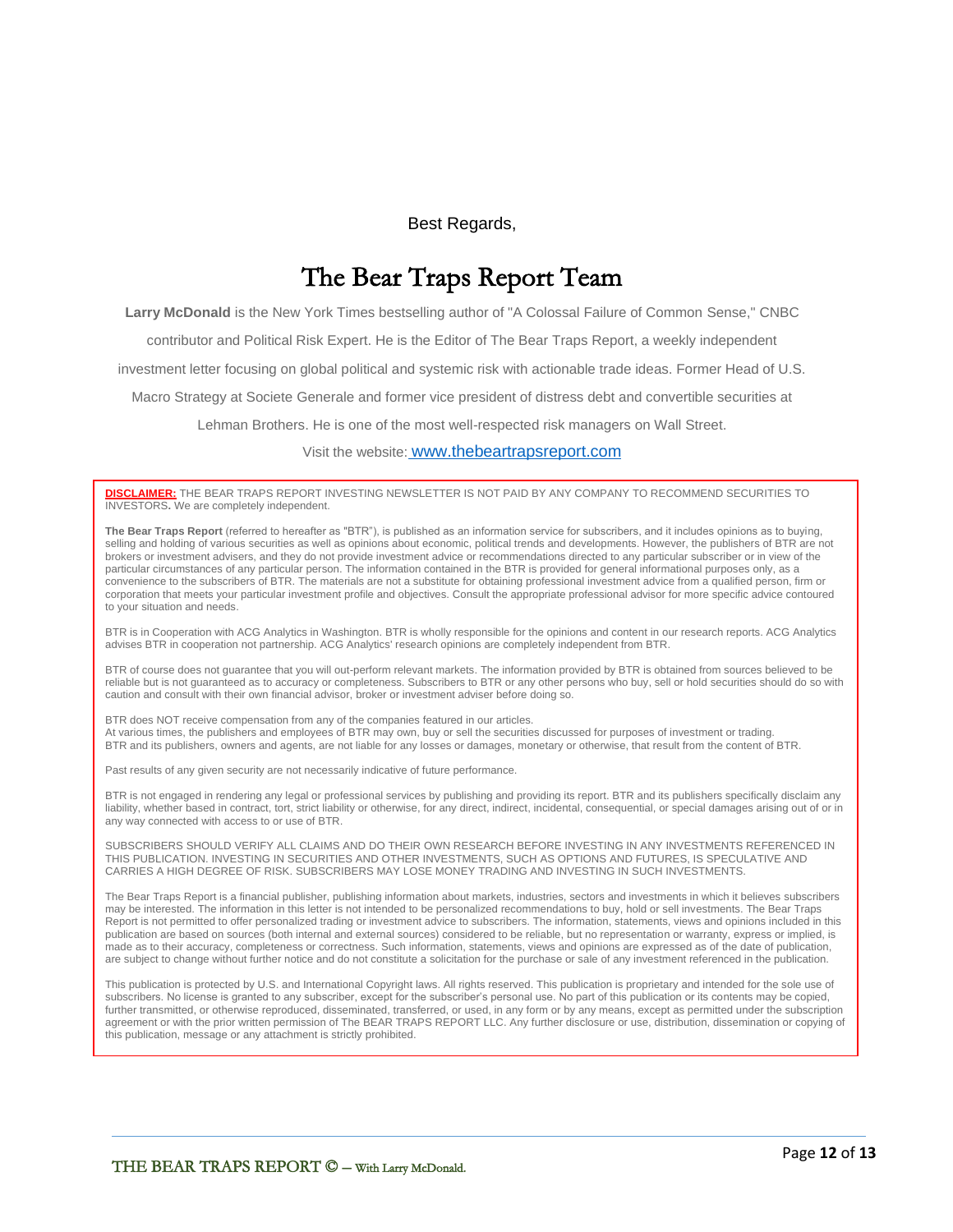Best Regards,

# The Bear Traps Report Team

**Larry McDonald** is the New York Times bestselling author of "A Colossal Failure of Common Sense," CNBC contributor and Political Risk Expert. He is the Editor of The Bear Traps Report, a weekly independent investment letter focusing on global political and systemic risk with actionable trade ideas. Former Head of U.S. Macro Strategy at Societe Generale and former vice president of distress debt and convertible securities at Lehman Brothers. He is one of the most well-respected risk managers on Wall Street.

Visit the website: [www.thebeartrapsreport.com](http://www.thebeartrapsreport.com)

**DISCLAIMER:** THE BEAR TRAPS REPORT INVESTING NEWSLETTER IS NOT PAID BY ANY COMPANY TO RECOMMEND SECURITIES TO INVESTORS**.** We are completely independent.

**The Bear Traps Report** (referred to hereafter as "BTR"), is published as an information service for subscribers, and it includes opinions as to buying, selling and holding of various securities as well as opinions about economic, political trends and developments. However, the publishers of BTR are not brokers or investment advisers, and they do not provide investment advice or recommendations directed to any particular subscriber or in view of the particular circumstances of any particular person. The information contained in the BTR is provided for general informational purposes only, as a convenience to the subscribers of BTR. The materials are not a substitute for obtaining professional investment advice from a qualified person, firm or corporation that meets your particular investment profile and objectives. Consult the appropriate professional advisor for more specific advice contoured to your situation and needs.

BTR is in Cooperation with ACG Analytics in Washington. BTR is wholly responsible for the opinions and content in our research reports. ACG Analytics advises BTR in cooperation not partnership. ACG Analytics' research opinions are completely independent from BTR.

BTR of course does not guarantee that you will out-perform relevant markets. The information provided by BTR is obtained from sources believed to be reliable but is not guaranteed as to accuracy or completeness. Subscribers to BTR or any other persons who buy, sell or hold securities should do so with caution and consult with their own financial advisor, broker or investment adviser before doing so.

BTR does NOT receive compensation from any of the companies featured in our articles.
At various times, the publishers and employees of BTR may own, buy or sell the securities discussed for purposes of investment or trading.
BTR and its publishers, owners and agents, are not liable for any losses or damages, monetary or otherwise, that result from the content of BTR.

Past results of any given security are not necessarily indicative of future performance.

BTR is not engaged in rendering any legal or professional services by publishing and providing its report. BTR and its publishers specifically disclaim any liability, whether based in contract, tort, strict liability or otherwise, for any direct, indirect, incidental, consequential, or special damages arising out of or in any way connected with access to or use of BTR.

SUBSCRIBERS SHOULD VERIFY ALL CLAIMS AND DO THEIR OWN RESEARCH BEFORE INVESTING IN ANY INVESTMENTS REFERENCED IN THIS PUBLICATION. INVESTING IN SECURITIES AND OTHER INVESTMENTS, SUCH AS OPTIONS AND FUTURES, IS SPECULATIVE AND CARRIES A HIGH DEGREE OF RISK. SUBSCRIBERS MAY LOSE MONEY TRADING AND INVESTING IN SUCH INVESTMENTS.

The Bear Traps Report is a financial publisher, publishing information about markets, industries, sectors and investments in which it believes subscribers may be interested. The information in this letter is not intended to be personalized recommendations to buy, hold or sell investments. The Bear Traps Report is not permitted to offer personalized trading or investment advice to subscribers. The information, statements, views and opinions included in this publication are based on sources (both internal and external sources) considered to be reliable, but no representation or warranty, express or implied, is made as to their accuracy, completeness or correctness. Such information, statements, views and opinions are expressed as of the date of publication, are subject to change without further notice and do not constitute a solicitation for the purchase or sale of any investment referenced in the publication.

This publication is protected by U.S. and International Copyright laws. All rights reserved. This publication is proprietary and intended for the sole use of subscribers. No license is granted to any subscriber, except for the subscriber's personal use. No part of this publication or its contents may be copied, further transmitted, or otherwise reproduced, disseminated, transferred, or used, in any form or by any means, except as permitted under the subscription agreement or with the prior written permission of The BEAR TRAPS REPORT LLC. Any further disclosure or use, distribution, dissemination or copying of this publication, message or any attachment is strictly prohibited.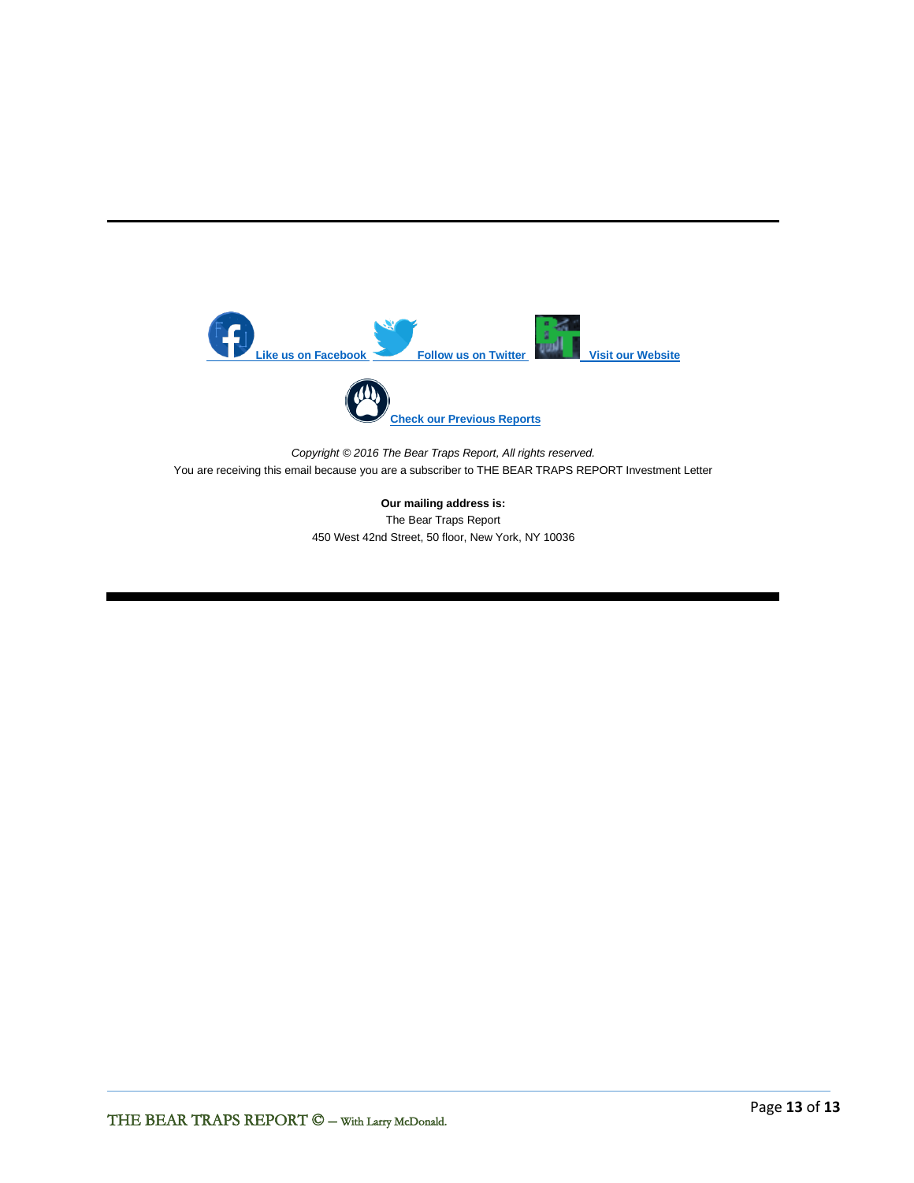---

Like us on Facebook Follow us on Twitter Visit our Website

Check our Previous Reports

*Copyright © 2016 The Bear Traps Report, All rights reserved.*
You are receiving this email because you are a subscriber to THE BEAR TRAPS REPORT Investment Letter

**Our mailing address is:**
The Bear Traps Report
450 West 42nd Street, 50 floor, New York, NY 10036

---